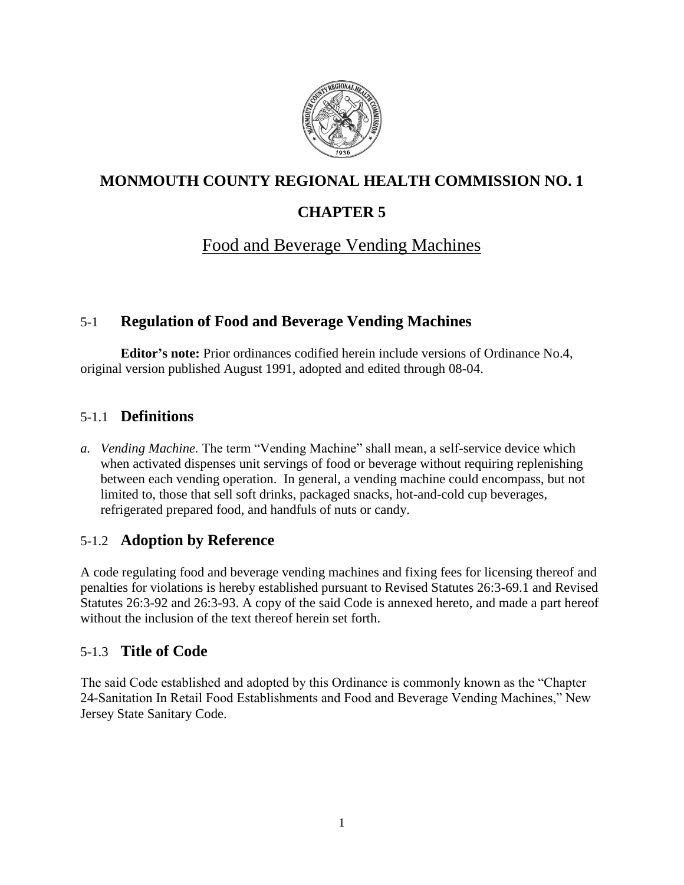# MONMOUTH COUNTY REGIONAL HEALTH COMMISSION NO. 1

# CHAPTER 5

## Food and Beverage Vending Machines

## 5-1 Regulation of Food and Beverage Vending Machines

**Editor's note:** Prior ordinances codified herein include versions of Ordinance No.4, original version published August 1991, adopted and edited through 08-04.

### 5-1.1 Definitions

*a. Vending Machine.* The term "Vending Machine" shall mean, a self-service device which when activated dispenses unit servings of food or beverage without requiring replenishing between each vending operation. In general, a vending machine could encompass, but not limited to, those that sell soft drinks, packaged snacks, hot-and-cold cup beverages, refrigerated prepared food, and handfuls of nuts or candy.

### 5-1.2 Adoption by Reference

A code regulating food and beverage vending machines and fixing fees for licensing thereof and penalties for violations is hereby established pursuant to Revised Statutes 26:3-69.1 and Revised Statutes 26:3-92 and 26:3-93. A copy of the said Code is annexed hereto, and made a part hereof without the inclusion of the text thereof herein set forth.

### 5-1.3 Title of Code

The said Code established and adopted by this Ordinance is commonly known as the "Chapter 24-Sanitation In Retail Food Establishments and Food and Beverage Vending Machines," New Jersey State Sanitary Code.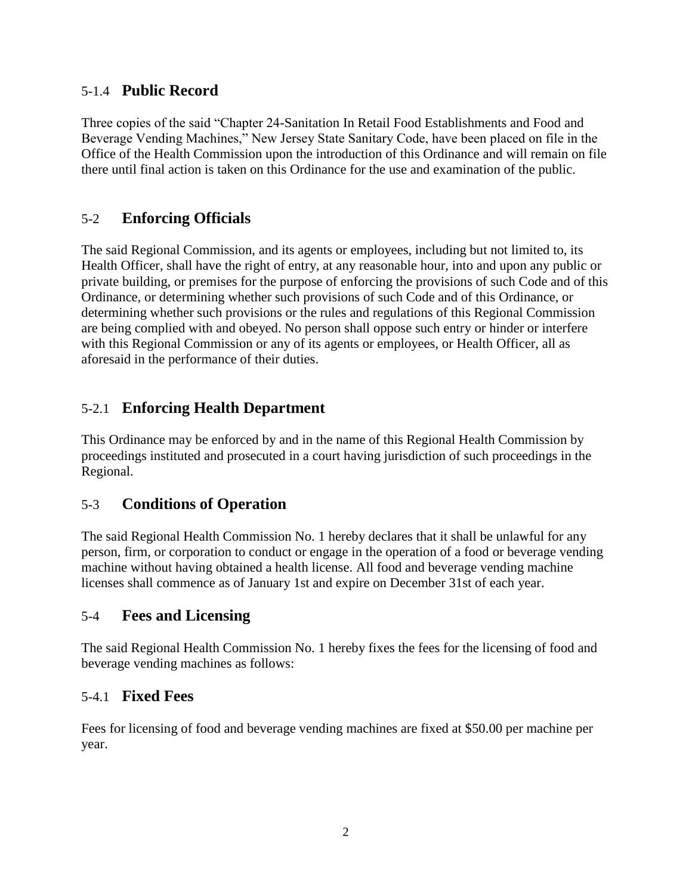### 5-1.4 Public Record

Three copies of the said "Chapter 24-Sanitation In Retail Food Establishments and Food and Beverage Vending Machines," New Jersey State Sanitary Code, have been placed on file in the Office of the Health Commission upon the introduction of this Ordinance and will remain on file there until final action is taken on this Ordinance for the use and examination of the public.

## 5-2 Enforcing Officials

The said Regional Commission, and its agents or employees, including but not limited to, its Health Officer, shall have the right of entry, at any reasonable hour, into and upon any public or private building, or premises for the purpose of enforcing the provisions of such Code and of this Ordinance, or determining whether such provisions of such Code and of this Ordinance, or determining whether such provisions or the rules and regulations of this Regional Commission are being complied with and obeyed. No person shall oppose such entry or hinder or interfere with this Regional Commission or any of its agents or employees, or Health Officer, all as aforesaid in the performance of their duties.

### 5-2.1 Enforcing Health Department

This Ordinance may be enforced by and in the name of this Regional Health Commission by proceedings instituted and prosecuted in a court having jurisdiction of such proceedings in the Regional.

## 5-3 Conditions of Operation

The said Regional Health Commission No. 1 hereby declares that it shall be unlawful for any person, firm, or corporation to conduct or engage in the operation of a food or beverage vending machine without having obtained a health license. All food and beverage vending machine licenses shall commence as of January 1st and expire on December 31st of each year.

## 5-4 Fees and Licensing

The said Regional Health Commission No. 1 hereby fixes the fees for the licensing of food and beverage vending machines as follows:

### 5-4.1 Fixed Fees

Fees for licensing of food and beverage vending machines are fixed at $50.00 per machine per year.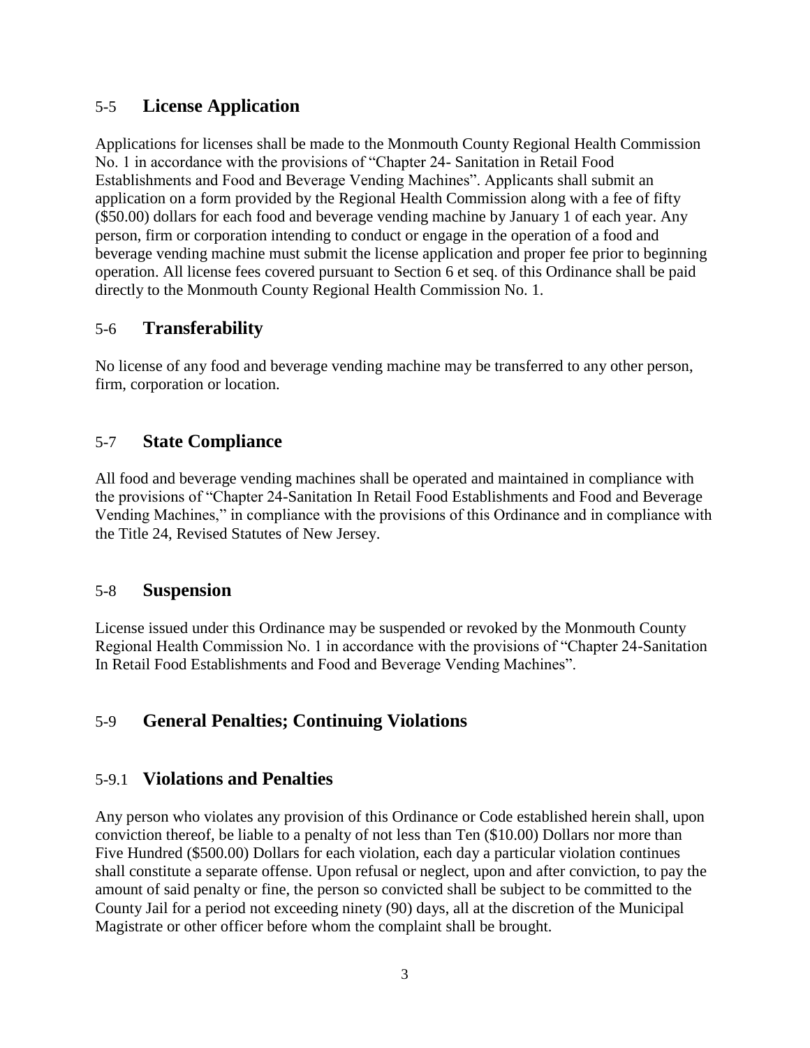## 5-5 **License Application**

Applications for licenses shall be made to the Monmouth County Regional Health Commission No. 1 in accordance with the provisions of "Chapter 24- Sanitation in Retail Food Establishments and Food and Beverage Vending Machines". Applicants shall submit an application on a form provided by the Regional Health Commission along with a fee of fifty ($50.00) dollars for each food and beverage vending machine by January 1 of each year. Any person, firm or corporation intending to conduct or engage in the operation of a food and beverage vending machine must submit the license application and proper fee prior to beginning operation. All license fees covered pursuant to Section 6 et seq. of this Ordinance shall be paid directly to the Monmouth County Regional Health Commission No. 1.

## 5-6 **Transferability**

No license of any food and beverage vending machine may be transferred to any other person, firm, corporation or location.

## 5-7 **State Compliance**

All food and beverage vending machines shall be operated and maintained in compliance with the provisions of "Chapter 24-Sanitation In Retail Food Establishments and Food and Beverage Vending Machines," in compliance with the provisions of this Ordinance and in compliance with the Title 24, Revised Statutes of New Jersey.

## 5-8 **Suspension**

License issued under this Ordinance may be suspended or revoked by the Monmouth County Regional Health Commission No. 1 in accordance with the provisions of "Chapter 24-Sanitation In Retail Food Establishments and Food and Beverage Vending Machines".

## 5-9 **General Penalties; Continuing Violations**

### 5-9.1 **Violations and Penalties**

Any person who violates any provision of this Ordinance or Code established herein shall, upon conviction thereof, be liable to a penalty of not less than Ten ($10.00) Dollars nor more than Five Hundred ($500.00) Dollars for each violation, each day a particular violation continues shall constitute a separate offense. Upon refusal or neglect, upon and after conviction, to pay the amount of said penalty or fine, the person so convicted shall be subject to be committed to the County Jail for a period not exceeding ninety (90) days, all at the discretion of the Municipal Magistrate or other officer before whom the complaint shall be brought.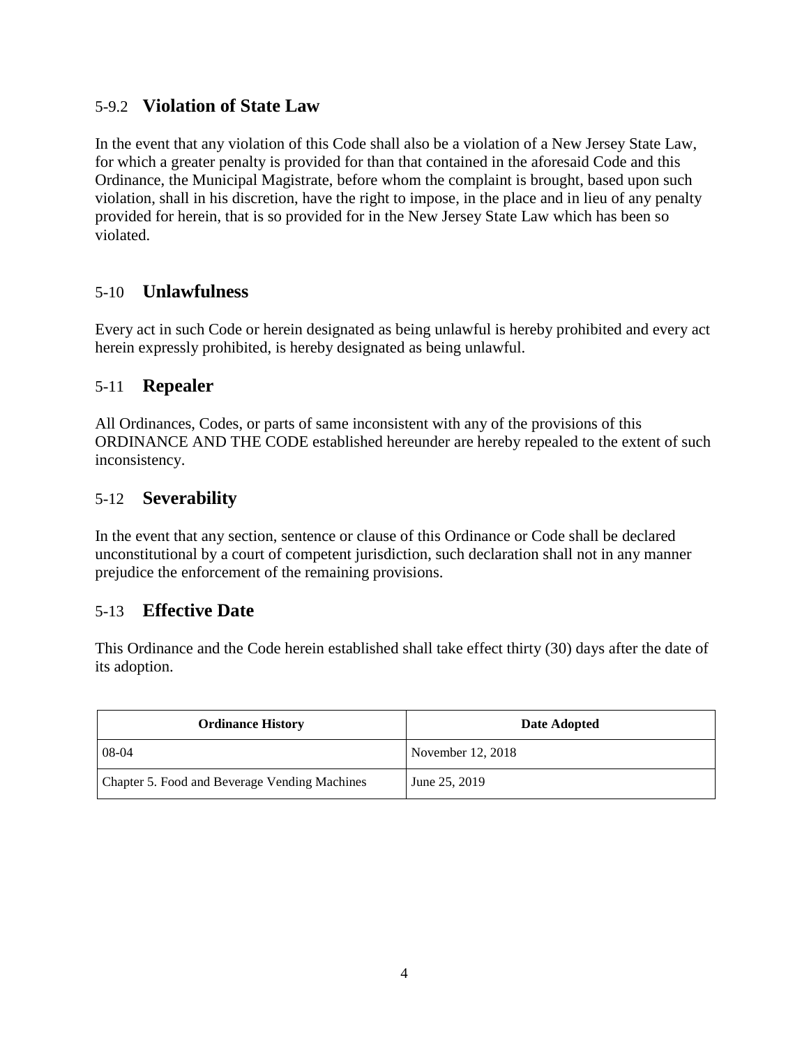### 5-9.2 **Violation of State Law**

In the event that any violation of this Code shall also be a violation of a New Jersey State Law, for which a greater penalty is provided for than that contained in the aforesaid Code and this Ordinance, the Municipal Magistrate, before whom the complaint is brought, based upon such violation, shall in his discretion, have the right to impose, in the place and in lieu of any penalty provided for herein, that is so provided for in the New Jersey State Law which has been so violated.

## 5-10 **Unlawfulness**

Every act in such Code or herein designated as being unlawful is hereby prohibited and every act herein expressly prohibited, is hereby designated as being unlawful.

## 5-11 **Repealer**

All Ordinances, Codes, or parts of same inconsistent with any of the provisions of this ORDINANCE AND THE CODE established hereunder are hereby repealed to the extent of such inconsistency.

## 5-12 **Severability**

In the event that any section, sentence or clause of this Ordinance or Code shall be declared unconstitutional by a court of competent jurisdiction, such declaration shall not in any manner prejudice the enforcement of the remaining provisions.

## 5-13 **Effective Date**

This Ordinance and the Code herein established shall take effect thirty (30) days after the date of its adoption.

| **Ordinance History** | **Date Adopted** |
|---|---|
| 08-04 | November 12, 2018 |
| Chapter 5. Food and Beverage Vending Machines | June 25, 2019 |